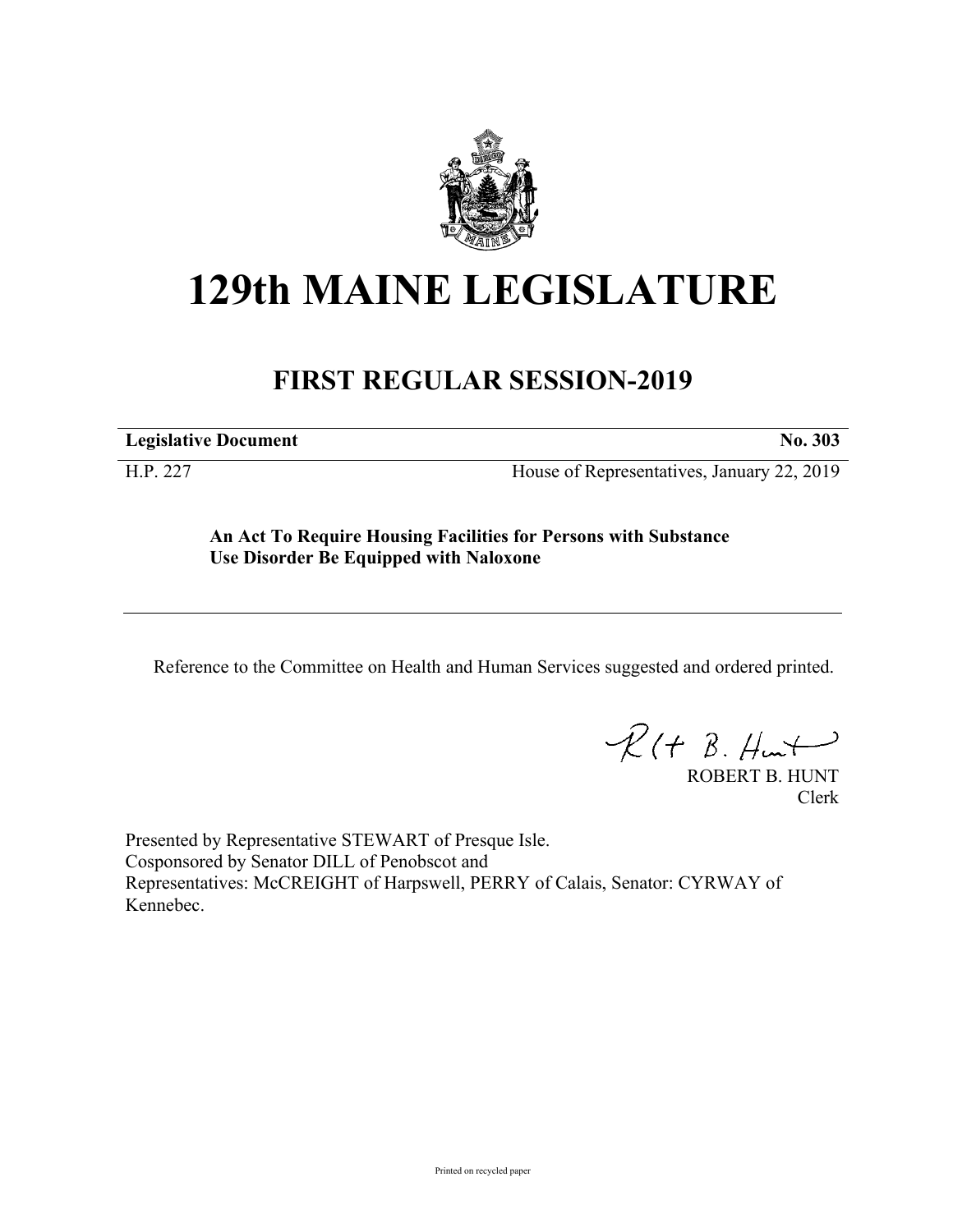# 129th MAINE LEGISLATURE

## FIRST REGULAR SESSION-2019

| **Legislative Document** | **No. 303** |
|---|---|
| H.P. 227 | House of Representatives, January 22, 2019 |

**An Act To Require Housing Facilities for Persons with Substance Use Disorder Be Equipped with Naloxone**

---

Reference to the Committee on Health and Human Services suggested and ordered printed.

ROBERT B. HUNT
Clerk

Presented by Representative STEWART of Presque Isle.
Cosponsored by Senator DILL of Penobscot and
Representatives: McCREIGHT of Harpswell, PERRY of Calais, Senator: CYRWAY of Kennebec.

Printed on recycled paper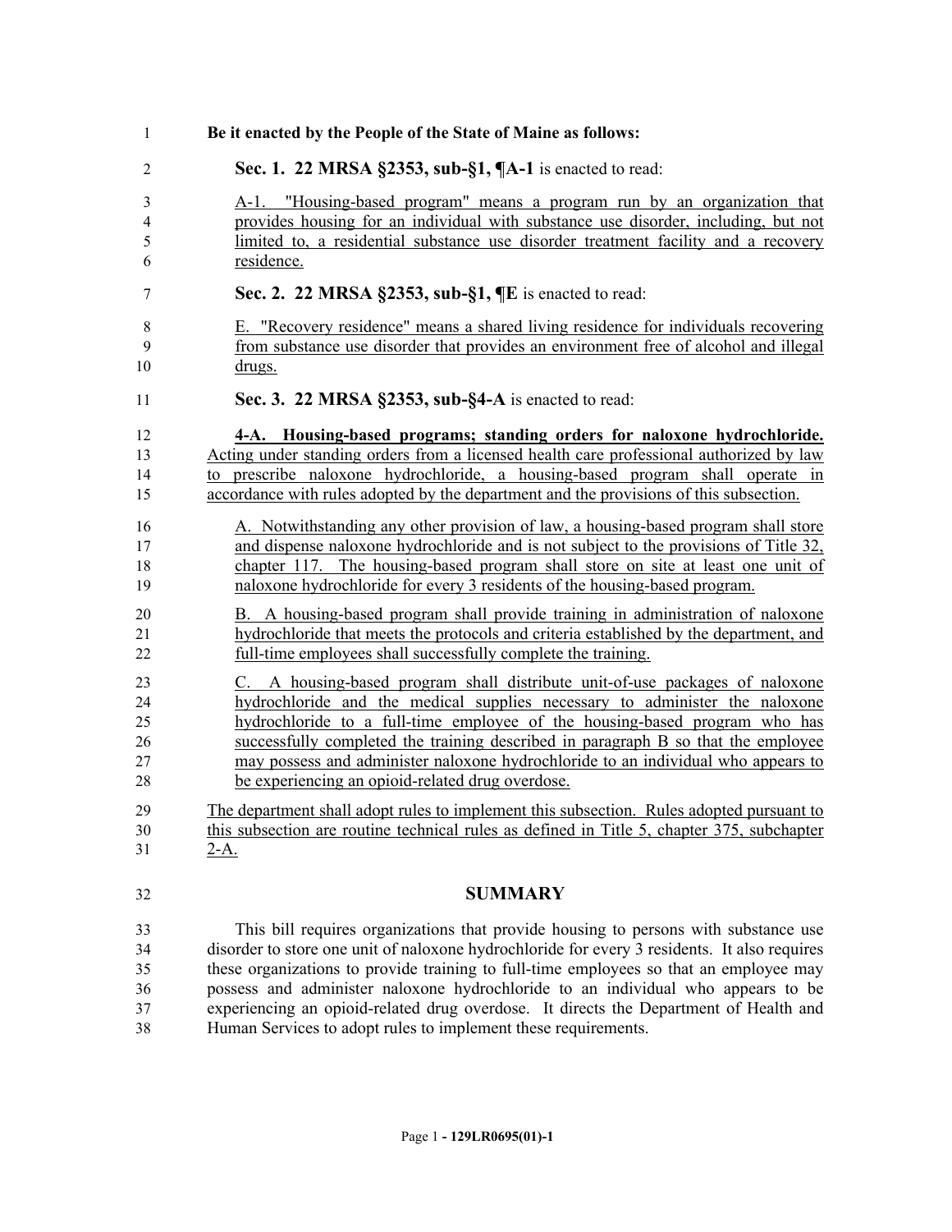**Be it enacted by the People of the State of Maine as follows:**

**Sec. 1. 22 MRSA §2353, sub-§1, ¶A-1** is enacted to read:

A-1. "Housing-based program" means a program run by an organization that provides housing for an individual with substance use disorder, including, but not limited to, a residential substance use disorder treatment facility and a recovery residence.

**Sec. 2. 22 MRSA §2353, sub-§1, ¶E** is enacted to read:

E. "Recovery residence" means a shared living residence for individuals recovering from substance use disorder that provides an environment free of alcohol and illegal drugs.

**Sec. 3. 22 MRSA §2353, sub-§4-A** is enacted to read:

**4-A. Housing-based programs; standing orders for naloxone hydrochloride.** Acting under standing orders from a licensed health care professional authorized by law to prescribe naloxone hydrochloride, a housing-based program shall operate in accordance with rules adopted by the department and the provisions of this subsection.

A. Notwithstanding any other provision of law, a housing-based program shall store and dispense naloxone hydrochloride and is not subject to the provisions of Title 32, chapter 117. The housing-based program shall store on site at least one unit of naloxone hydrochloride for every 3 residents of the housing-based program.

B. A housing-based program shall provide training in administration of naloxone hydrochloride that meets the protocols and criteria established by the department, and full-time employees shall successfully complete the training.

C. A housing-based program shall distribute unit-of-use packages of naloxone hydrochloride and the medical supplies necessary to administer the naloxone hydrochloride to a full-time employee of the housing-based program who has successfully completed the training described in paragraph B so that the employee may possess and administer naloxone hydrochloride to an individual who appears to be experiencing an opioid-related drug overdose.

The department shall adopt rules to implement this subsection. Rules adopted pursuant to this subsection are routine technical rules as defined in Title 5, chapter 375, subchapter 2-A.

## SUMMARY

This bill requires organizations that provide housing to persons with substance use disorder to store one unit of naloxone hydrochloride for every 3 residents. It also requires these organizations to provide training to full-time employees so that an employee may possess and administer naloxone hydrochloride to an individual who appears to be experiencing an opioid-related drug overdose. It directs the Department of Health and Human Services to adopt rules to implement these requirements.